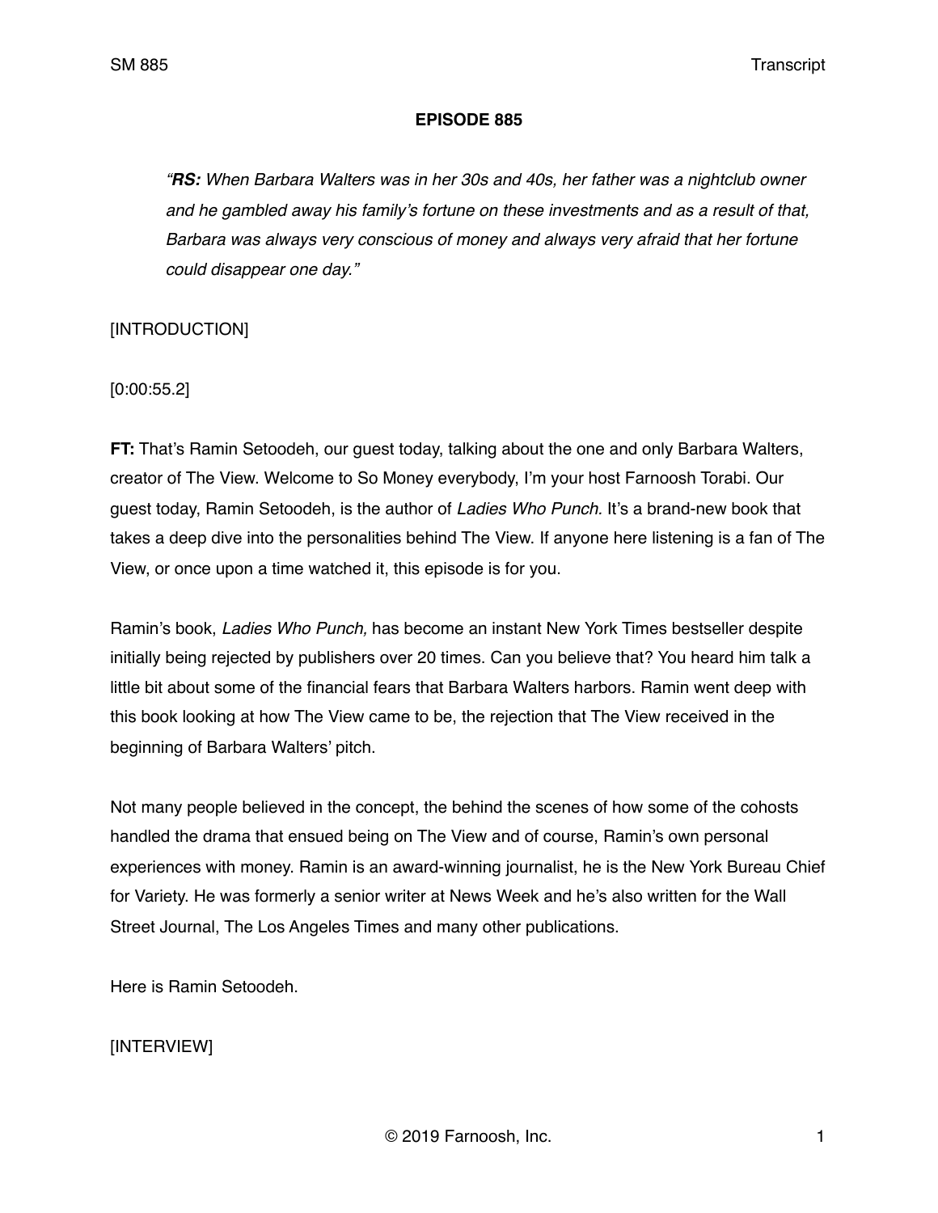**EPISODE 885**

> *"**RS:** When Barbara Walters was in her 30s and 40s, her father was a nightclub owner and he gambled away his family's fortune on these investments and as a result of that, Barbara was always very conscious of money and always very afraid that her fortune could disappear one day."*

[INTRODUCTION]

[0:00:55.2]

**FT:** That's Ramin Setoodeh, our guest today, talking about the one and only Barbara Walters, creator of The View. Welcome to So Money everybody, I'm your host Farnoosh Torabi. Our guest today, Ramin Setoodeh, is the author of *Ladies Who Punch.* It's a brand-new book that takes a deep dive into the personalities behind The View. If anyone here listening is a fan of The View, or once upon a time watched it, this episode is for you.

Ramin's book, *Ladies Who Punch,* has become an instant New York Times bestseller despite initially being rejected by publishers over 20 times. Can you believe that? You heard him talk a little bit about some of the financial fears that Barbara Walters harbors. Ramin went deep with this book looking at how The View came to be, the rejection that The View received in the beginning of Barbara Walters' pitch.

Not many people believed in the concept, the behind the scenes of how some of the cohosts handled the drama that ensued being on The View and of course, Ramin's own personal experiences with money. Ramin is an award-winning journalist, he is the New York Bureau Chief for Variety. He was formerly a senior writer at News Week and he's also written for the Wall Street Journal, The Los Angeles Times and many other publications.

Here is Ramin Setoodeh.

[INTERVIEW]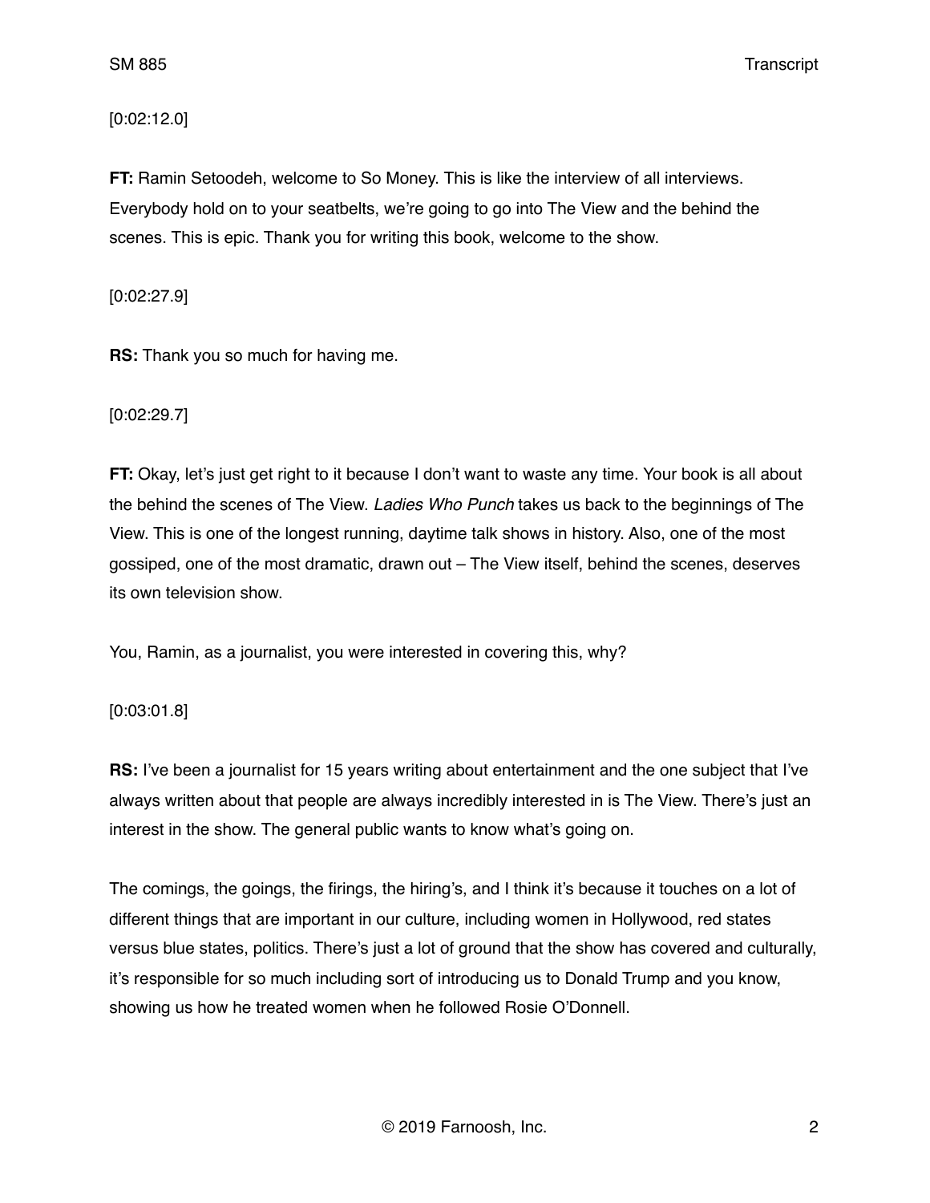[0:02:12.0]

**FT:** Ramin Setoodeh, welcome to So Money. This is like the interview of all interviews. Everybody hold on to your seatbelts, we're going to go into The View and the behind the scenes. This is epic. Thank you for writing this book, welcome to the show.

[0:02:27.9]

**RS:** Thank you so much for having me.

[0:02:29.7]

**FT:** Okay, let's just get right to it because I don't want to waste any time. Your book is all about the behind the scenes of The View. *Ladies Who Punch* takes us back to the beginnings of The View. This is one of the longest running, daytime talk shows in history. Also, one of the most gossiped, one of the most dramatic, drawn out – The View itself, behind the scenes, deserves its own television show.

You, Ramin, as a journalist, you were interested in covering this, why?

[0:03:01.8]

**RS:** I've been a journalist for 15 years writing about entertainment and the one subject that I've always written about that people are always incredibly interested in is The View. There's just an interest in the show. The general public wants to know what's going on.

The comings, the goings, the firings, the hiring's, and I think it's because it touches on a lot of different things that are important in our culture, including women in Hollywood, red states versus blue states, politics. There's just a lot of ground that the show has covered and culturally, it's responsible for so much including sort of introducing us to Donald Trump and you know, showing us how he treated women when he followed Rosie O'Donnell.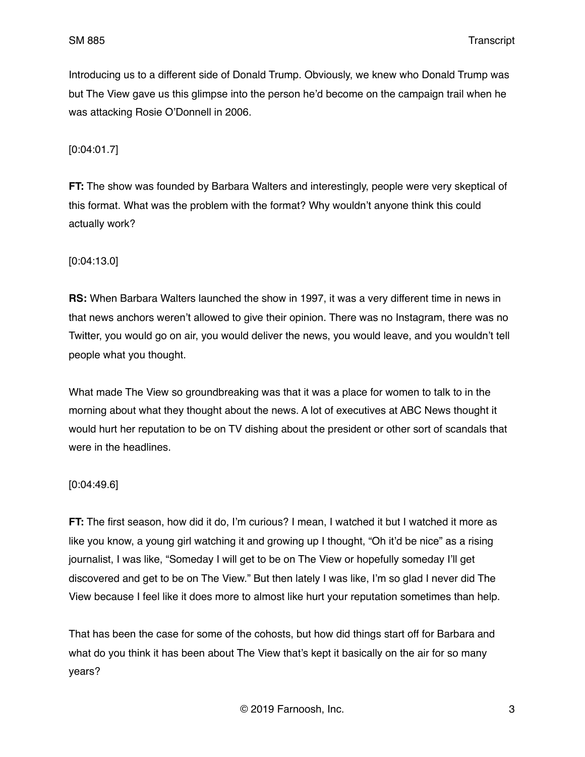Introducing us to a different side of Donald Trump. Obviously, we knew who Donald Trump was but The View gave us this glimpse into the person he'd become on the campaign trail when he was attacking Rosie O'Donnell in 2006.

[0:04:01.7]

**FT:** The show was founded by Barbara Walters and interestingly, people were very skeptical of this format. What was the problem with the format? Why wouldn't anyone think this could actually work?

[0:04:13.0]

**RS:** When Barbara Walters launched the show in 1997, it was a very different time in news in that news anchors weren't allowed to give their opinion. There was no Instagram, there was no Twitter, you would go on air, you would deliver the news, you would leave, and you wouldn't tell people what you thought.

What made The View so groundbreaking was that it was a place for women to talk to in the morning about what they thought about the news. A lot of executives at ABC News thought it would hurt her reputation to be on TV dishing about the president or other sort of scandals that were in the headlines.

[0:04:49.6]

**FT:** The first season, how did it do, I'm curious? I mean, I watched it but I watched it more as like you know, a young girl watching it and growing up I thought, "Oh it'd be nice" as a rising journalist, I was like, "Someday I will get to be on The View or hopefully someday I'll get discovered and get to be on The View." But then lately I was like, I'm so glad I never did The View because I feel like it does more to almost like hurt your reputation sometimes than help.

That has been the case for some of the cohosts, but how did things start off for Barbara and what do you think it has been about The View that's kept it basically on the air for so many years?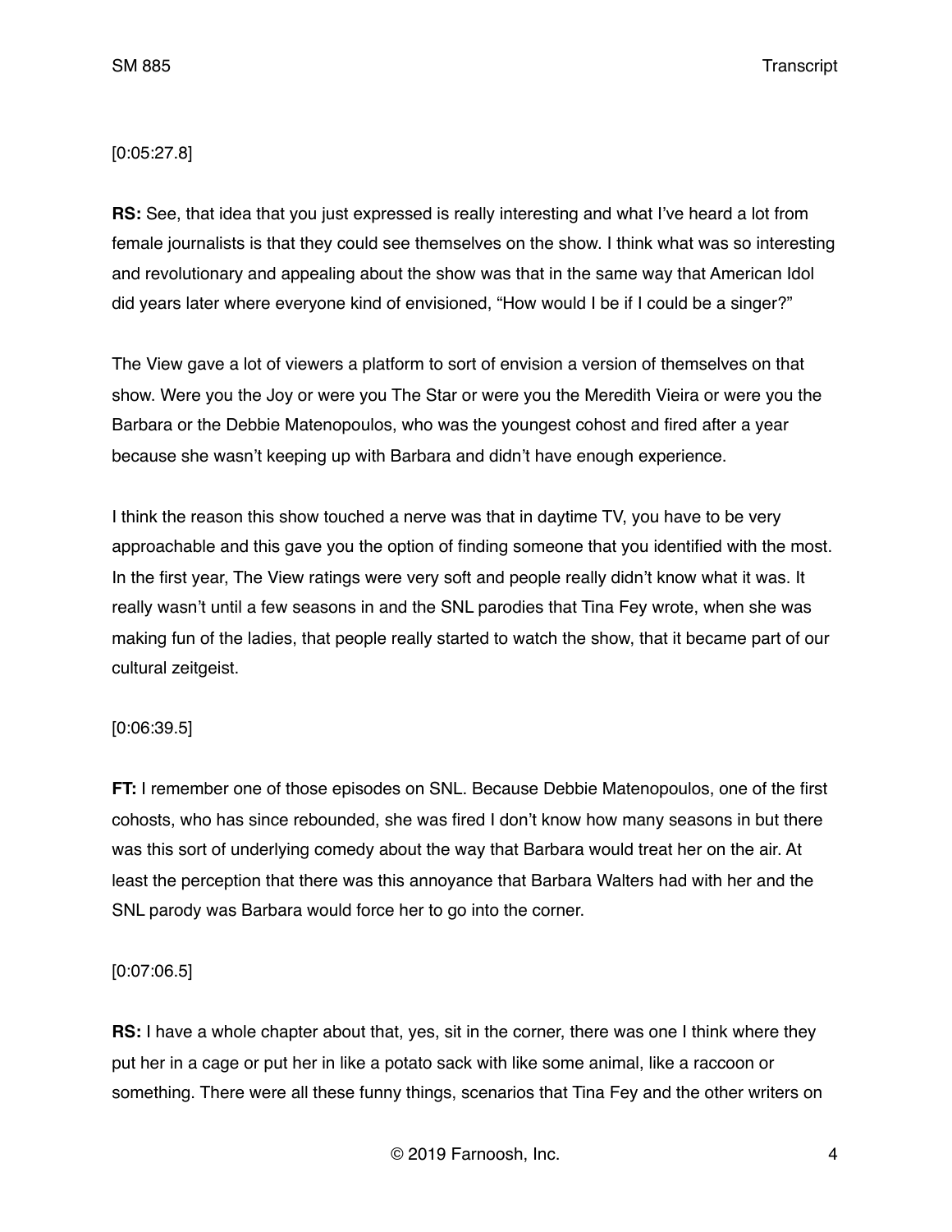[0:05:27.8]

**RS:** See, that idea that you just expressed is really interesting and what I've heard a lot from female journalists is that they could see themselves on the show. I think what was so interesting and revolutionary and appealing about the show was that in the same way that American Idol did years later where everyone kind of envisioned, "How would I be if I could be a singer?"

The View gave a lot of viewers a platform to sort of envision a version of themselves on that show. Were you the Joy or were you The Star or were you the Meredith Vieira or were you the Barbara or the Debbie Matenopoulos, who was the youngest cohost and fired after a year because she wasn't keeping up with Barbara and didn't have enough experience.

I think the reason this show touched a nerve was that in daytime TV, you have to be very approachable and this gave you the option of finding someone that you identified with the most. In the first year, The View ratings were very soft and people really didn't know what it was. It really wasn't until a few seasons in and the SNL parodies that Tina Fey wrote, when she was making fun of the ladies, that people really started to watch the show, that it became part of our cultural zeitgeist.

[0:06:39.5]

**FT:** I remember one of those episodes on SNL. Because Debbie Matenopoulos, one of the first cohosts, who has since rebounded, she was fired I don't know how many seasons in but there was this sort of underlying comedy about the way that Barbara would treat her on the air. At least the perception that there was this annoyance that Barbara Walters had with her and the SNL parody was Barbara would force her to go into the corner.

[0:07:06.5]

**RS:** I have a whole chapter about that, yes, sit in the corner, there was one I think where they put her in a cage or put her in like a potato sack with like some animal, like a raccoon or something. There were all these funny things, scenarios that Tina Fey and the other writers on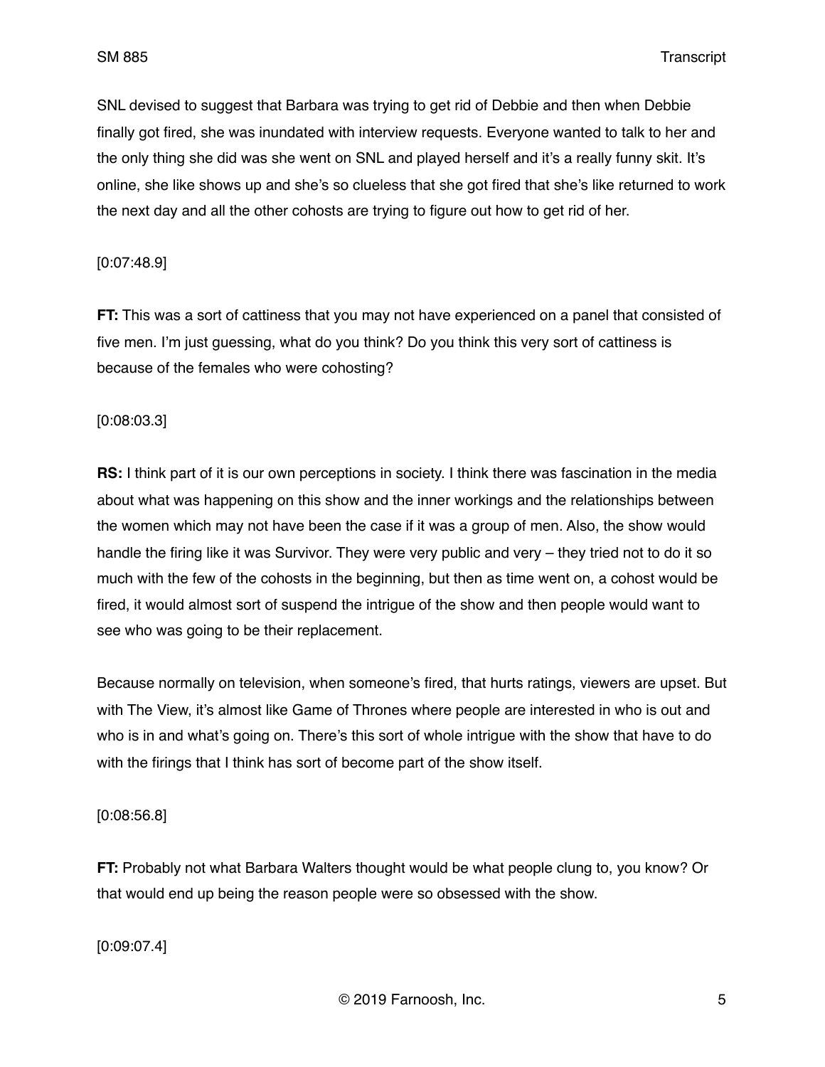SNL devised to suggest that Barbara was trying to get rid of Debbie and then when Debbie finally got fired, she was inundated with interview requests. Everyone wanted to talk to her and the only thing she did was she went on SNL and played herself and it's a really funny skit. It's online, she like shows up and she's so clueless that she got fired that she's like returned to work the next day and all the other cohosts are trying to figure out how to get rid of her.

[0:07:48.9]

**FT:** This was a sort of cattiness that you may not have experienced on a panel that consisted of five men. I'm just guessing, what do you think? Do you think this very sort of cattiness is because of the females who were cohosting?

[0:08:03.3]

**RS:** I think part of it is our own perceptions in society. I think there was fascination in the media about what was happening on this show and the inner workings and the relationships between the women which may not have been the case if it was a group of men. Also, the show would handle the firing like it was Survivor. They were very public and very – they tried not to do it so much with the few of the cohosts in the beginning, but then as time went on, a cohost would be fired, it would almost sort of suspend the intrigue of the show and then people would want to see who was going to be their replacement.

Because normally on television, when someone's fired, that hurts ratings, viewers are upset. But with The View, it's almost like Game of Thrones where people are interested in who is out and who is in and what's going on. There's this sort of whole intrigue with the show that have to do with the firings that I think has sort of become part of the show itself.

[0:08:56.8]

**FT:** Probably not what Barbara Walters thought would be what people clung to, you know? Or that would end up being the reason people were so obsessed with the show.

[0:09:07.4]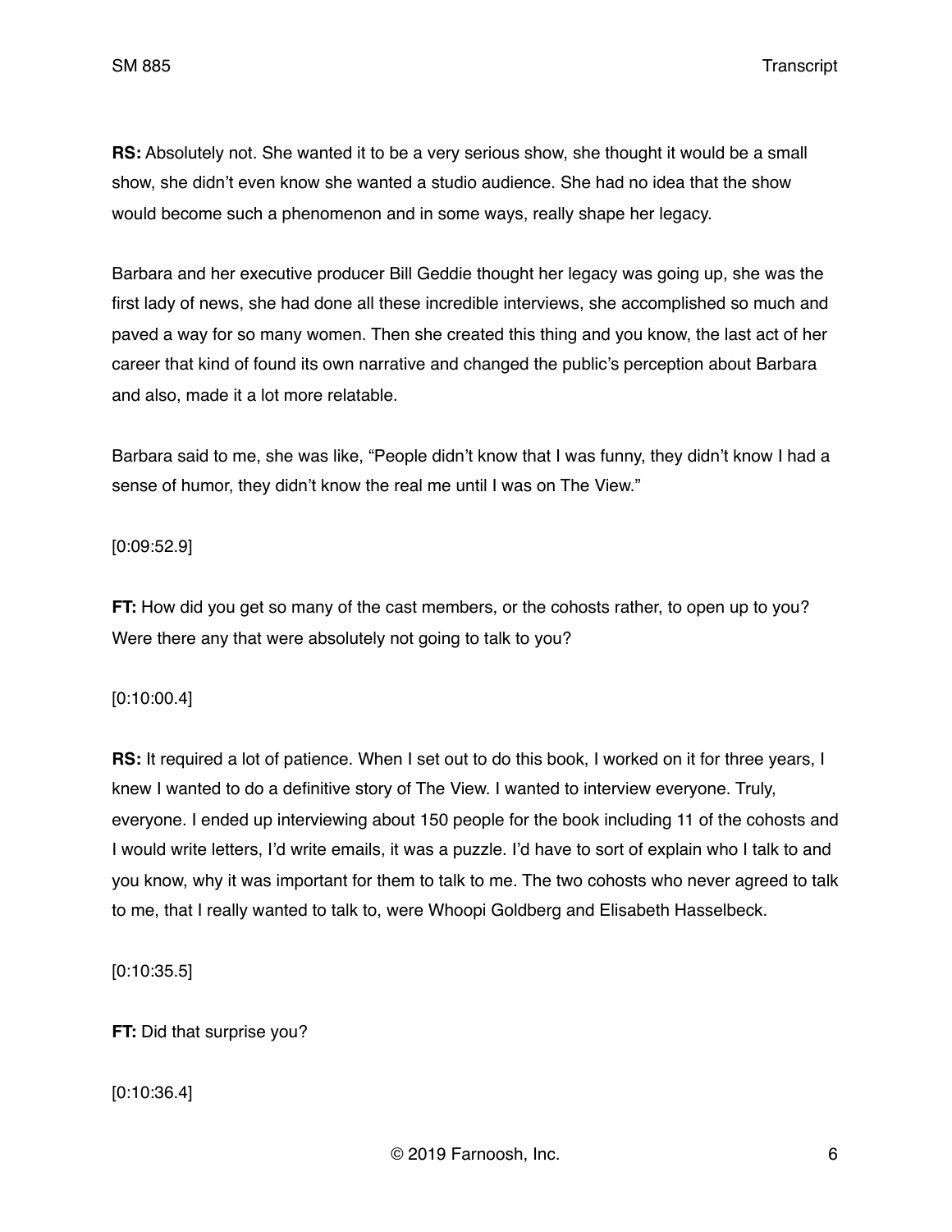**RS:** Absolutely not. She wanted it to be a very serious show, she thought it would be a small show, she didn't even know she wanted a studio audience. She had no idea that the show would become such a phenomenon and in some ways, really shape her legacy.

Barbara and her executive producer Bill Geddie thought her legacy was going up, she was the first lady of news, she had done all these incredible interviews, she accomplished so much and paved a way for so many women. Then she created this thing and you know, the last act of her career that kind of found its own narrative and changed the public's perception about Barbara and also, made it a lot more relatable.

Barbara said to me, she was like, "People didn't know that I was funny, they didn't know I had a sense of humor, they didn't know the real me until I was on The View."

[0:09:52.9]

**FT:** How did you get so many of the cast members, or the cohosts rather, to open up to you? Were there any that were absolutely not going to talk to you?

[0:10:00.4]

**RS:** It required a lot of patience. When I set out to do this book, I worked on it for three years, I knew I wanted to do a definitive story of The View. I wanted to interview everyone. Truly, everyone. I ended up interviewing about 150 people for the book including 11 of the cohosts and I would write letters, I'd write emails, it was a puzzle. I'd have to sort of explain who I talk to and you know, why it was important for them to talk to me. The two cohosts who never agreed to talk to me, that I really wanted to talk to, were Whoopi Goldberg and Elisabeth Hasselbeck.

[0:10:35.5]

**FT:** Did that surprise you?

[0:10:36.4]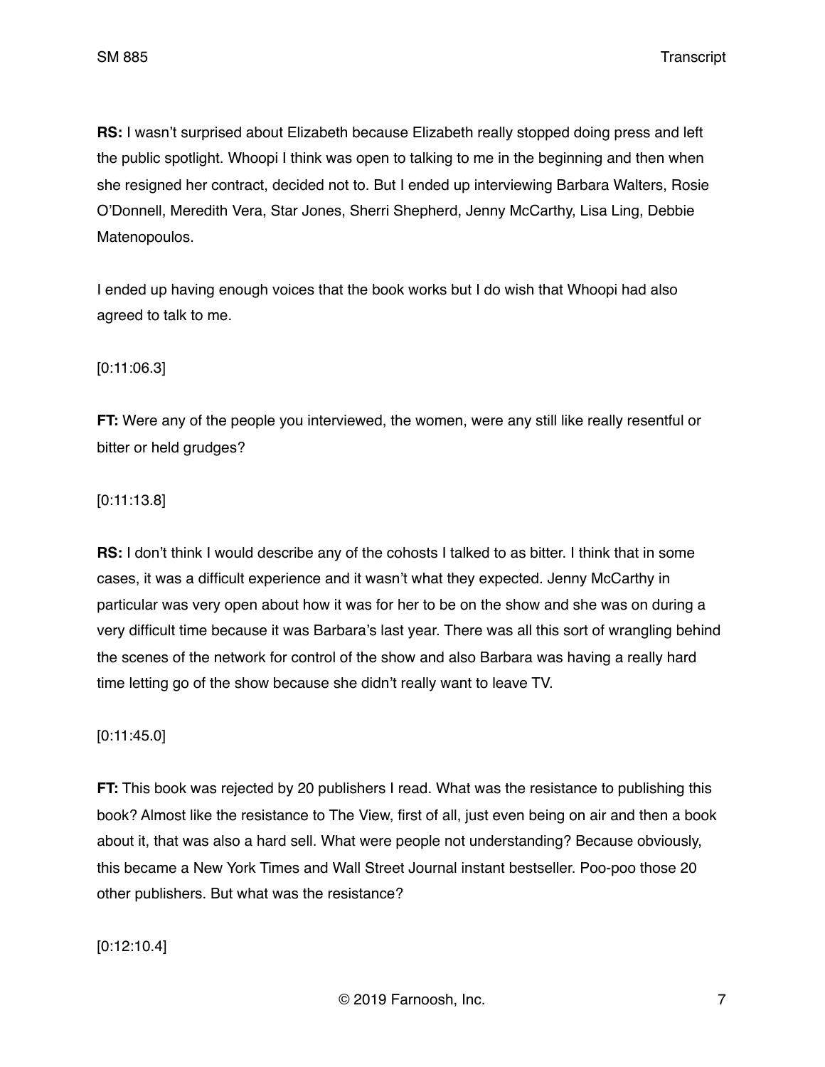**RS:** I wasn't surprised about Elizabeth because Elizabeth really stopped doing press and left the public spotlight. Whoopi I think was open to talking to me in the beginning and then when she resigned her contract, decided not to. But I ended up interviewing Barbara Walters, Rosie O'Donnell, Meredith Vera, Star Jones, Sherri Shepherd, Jenny McCarthy, Lisa Ling, Debbie Matenopoulos.

I ended up having enough voices that the book works but I do wish that Whoopi had also agreed to talk to me.

[0:11:06.3]

**FT:** Were any of the people you interviewed, the women, were any still like really resentful or bitter or held grudges?

[0:11:13.8]

**RS:** I don't think I would describe any of the cohosts I talked to as bitter. I think that in some cases, it was a difficult experience and it wasn't what they expected. Jenny McCarthy in particular was very open about how it was for her to be on the show and she was on during a very difficult time because it was Barbara's last year. There was all this sort of wrangling behind the scenes of the network for control of the show and also Barbara was having a really hard time letting go of the show because she didn't really want to leave TV.

[0:11:45.0]

**FT:** This book was rejected by 20 publishers I read. What was the resistance to publishing this book? Almost like the resistance to The View, first of all, just even being on air and then a book about it, that was also a hard sell. What were people not understanding? Because obviously, this became a New York Times and Wall Street Journal instant bestseller. Poo-poo those 20 other publishers. But what was the resistance?

[0:12:10.4]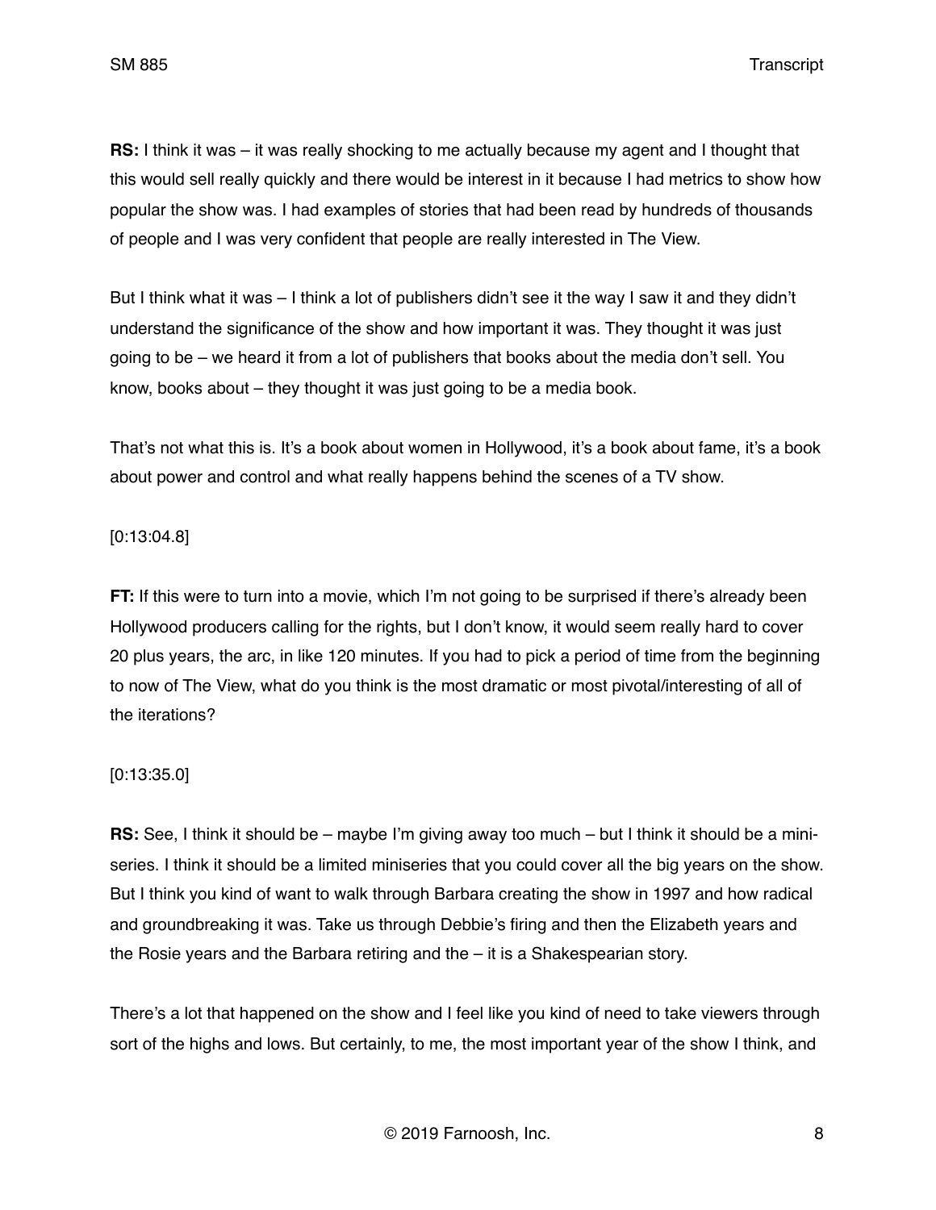**RS:** I think it was – it was really shocking to me actually because my agent and I thought that this would sell really quickly and there would be interest in it because I had metrics to show how popular the show was. I had examples of stories that had been read by hundreds of thousands of people and I was very confident that people are really interested in The View.

But I think what it was – I think a lot of publishers didn't see it the way I saw it and they didn't understand the significance of the show and how important it was. They thought it was just going to be – we heard it from a lot of publishers that books about the media don't sell. You know, books about – they thought it was just going to be a media book.

That's not what this is. It's a book about women in Hollywood, it's a book about fame, it's a book about power and control and what really happens behind the scenes of a TV show.

[0:13:04.8]

**FT:** If this were to turn into a movie, which I'm not going to be surprised if there's already been Hollywood producers calling for the rights, but I don't know, it would seem really hard to cover 20 plus years, the arc, in like 120 minutes. If you had to pick a period of time from the beginning to now of The View, what do you think is the most dramatic or most pivotal/interesting of all of the iterations?

[0:13:35.0]

**RS:** See, I think it should be – maybe I'm giving away too much – but I think it should be a mini-series. I think it should be a limited miniseries that you could cover all the big years on the show. But I think you kind of want to walk through Barbara creating the show in 1997 and how radical and groundbreaking it was. Take us through Debbie's firing and then the Elizabeth years and the Rosie years and the Barbara retiring and the – it is a Shakespearian story.

There's a lot that happened on the show and I feel like you kind of need to take viewers through sort of the highs and lows. But certainly, to me, the most important year of the show I think, and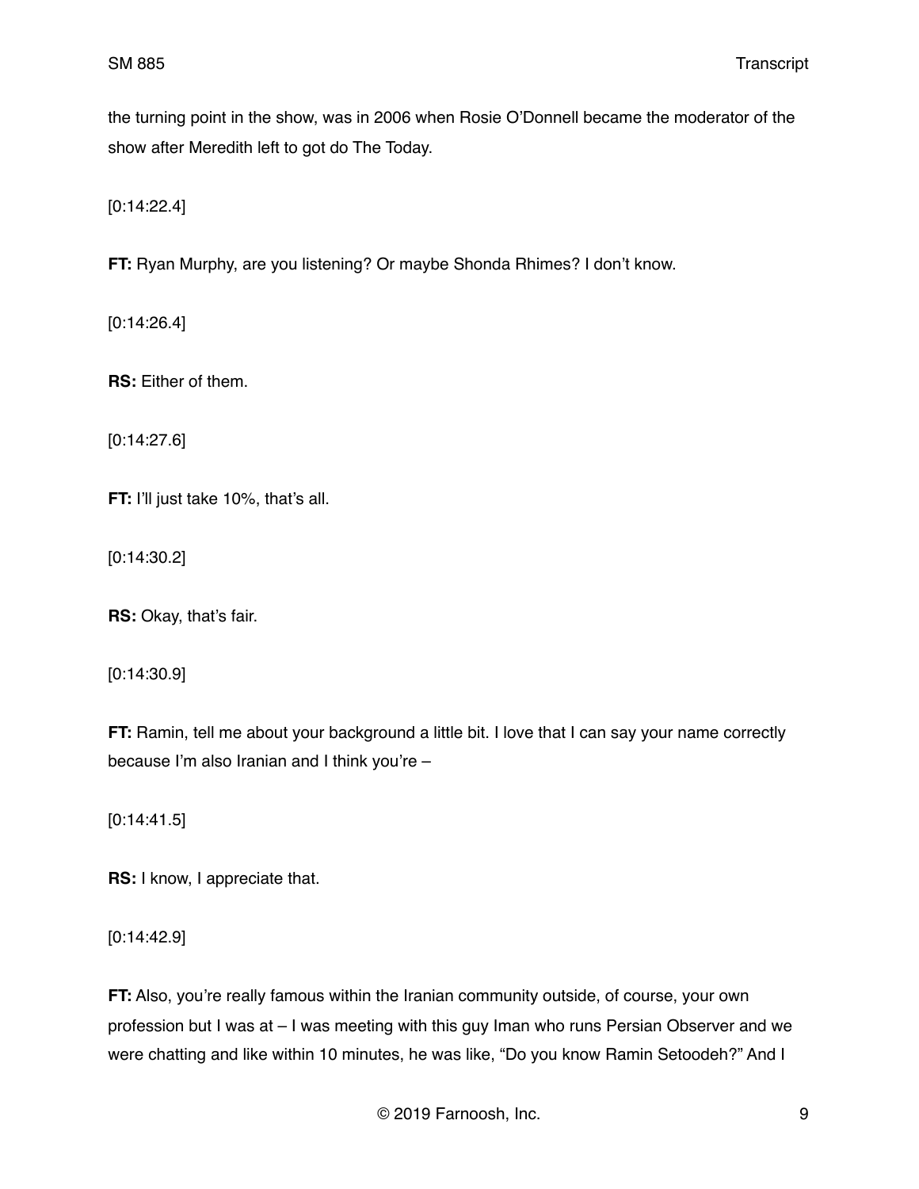the turning point in the show, was in 2006 when Rosie O'Donnell became the moderator of the show after Meredith left to got do The Today.

[0:14:22.4]

**FT:** Ryan Murphy, are you listening? Or maybe Shonda Rhimes? I don't know.

[0:14:26.4]

**RS:** Either of them.

[0:14:27.6]

**FT:** I'll just take 10%, that's all.

[0:14:30.2]

**RS:** Okay, that's fair.

[0:14:30.9]

**FT:** Ramin, tell me about your background a little bit. I love that I can say your name correctly because I'm also Iranian and I think you're –

[0:14:41.5]

**RS:** I know, I appreciate that.

[0:14:42.9]

**FT:** Also, you're really famous within the Iranian community outside, of course, your own profession but I was at – I was meeting with this guy Iman who runs Persian Observer and we were chatting and like within 10 minutes, he was like, "Do you know Ramin Setoodeh?" And I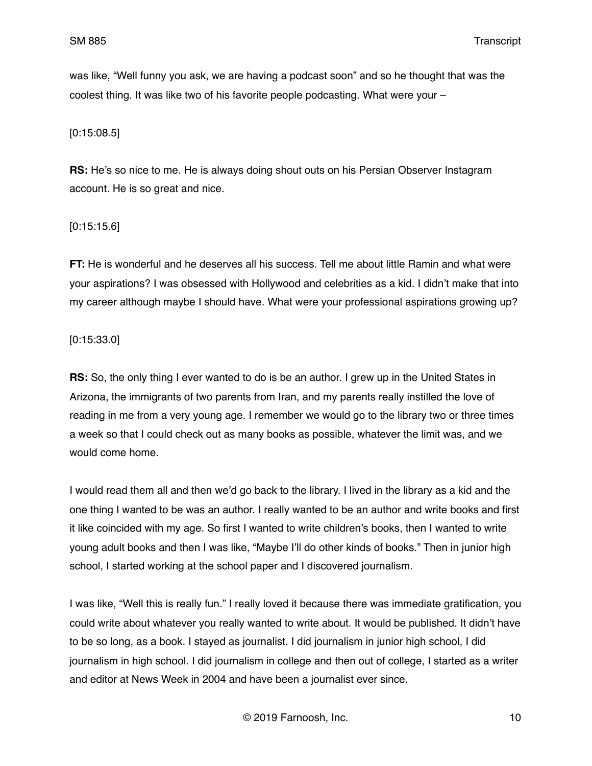was like, "Well funny you ask, we are having a podcast soon" and so he thought that was the coolest thing. It was like two of his favorite people podcasting. What were your –

[0:15:08.5]

**RS:** He's so nice to me. He is always doing shout outs on his Persian Observer Instagram account. He is so great and nice.

[0:15:15.6]

**FT:** He is wonderful and he deserves all his success. Tell me about little Ramin and what were your aspirations? I was obsessed with Hollywood and celebrities as a kid. I didn't make that into my career although maybe I should have. What were your professional aspirations growing up?

[0:15:33.0]

**RS:** So, the only thing I ever wanted to do is be an author. I grew up in the United States in Arizona, the immigrants of two parents from Iran, and my parents really instilled the love of reading in me from a very young age. I remember we would go to the library two or three times a week so that I could check out as many books as possible, whatever the limit was, and we would come home.

I would read them all and then we'd go back to the library. I lived in the library as a kid and the one thing I wanted to be was an author. I really wanted to be an author and write books and first it like coincided with my age. So first I wanted to write children's books, then I wanted to write young adult books and then I was like, "Maybe I'll do other kinds of books." Then in junior high school, I started working at the school paper and I discovered journalism.

I was like, "Well this is really fun." I really loved it because there was immediate gratification, you could write about whatever you really wanted to write about. It would be published. It didn't have to be so long, as a book. I stayed as journalist. I did journalism in junior high school, I did journalism in high school. I did journalism in college and then out of college, I started as a writer and editor at News Week in 2004 and have been a journalist ever since.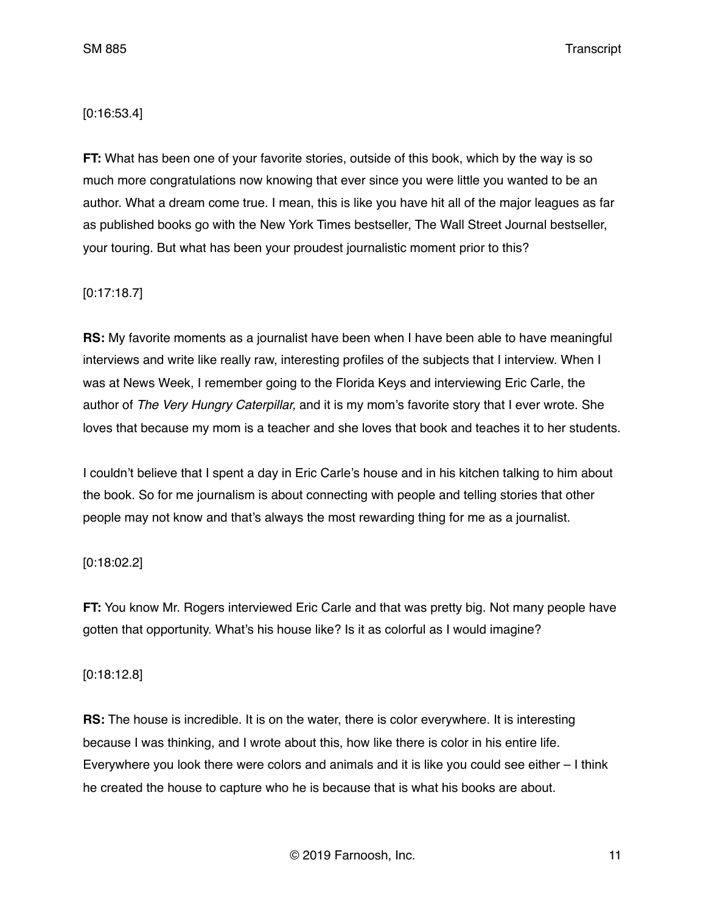[0:16:53.4]

**FT:** What has been one of your favorite stories, outside of this book, which by the way is so much more congratulations now knowing that ever since you were little you wanted to be an author. What a dream come true. I mean, this is like you have hit all of the major leagues as far as published books go with the New York Times bestseller, The Wall Street Journal bestseller, your touring. But what has been your proudest journalistic moment prior to this?

[0:17:18.7]

**RS:** My favorite moments as a journalist have been when I have been able to have meaningful interviews and write like really raw, interesting profiles of the subjects that I interview. When I was at News Week, I remember going to the Florida Keys and interviewing Eric Carle, the author of *The Very Hungry Caterpillar,* and it is my mom's favorite story that I ever wrote. She loves that because my mom is a teacher and she loves that book and teaches it to her students.

I couldn't believe that I spent a day in Eric Carle's house and in his kitchen talking to him about the book. So for me journalism is about connecting with people and telling stories that other people may not know and that's always the most rewarding thing for me as a journalist.

[0:18:02.2]

**FT:** You know Mr. Rogers interviewed Eric Carle and that was pretty big. Not many people have gotten that opportunity. What's his house like? Is it as colorful as I would imagine?

[0:18:12.8]

**RS:** The house is incredible. It is on the water, there is color everywhere. It is interesting because I was thinking, and I wrote about this, how like there is color in his entire life. Everywhere you look there were colors and animals and it is like you could see either – I think he created the house to capture who he is because that is what his books are about.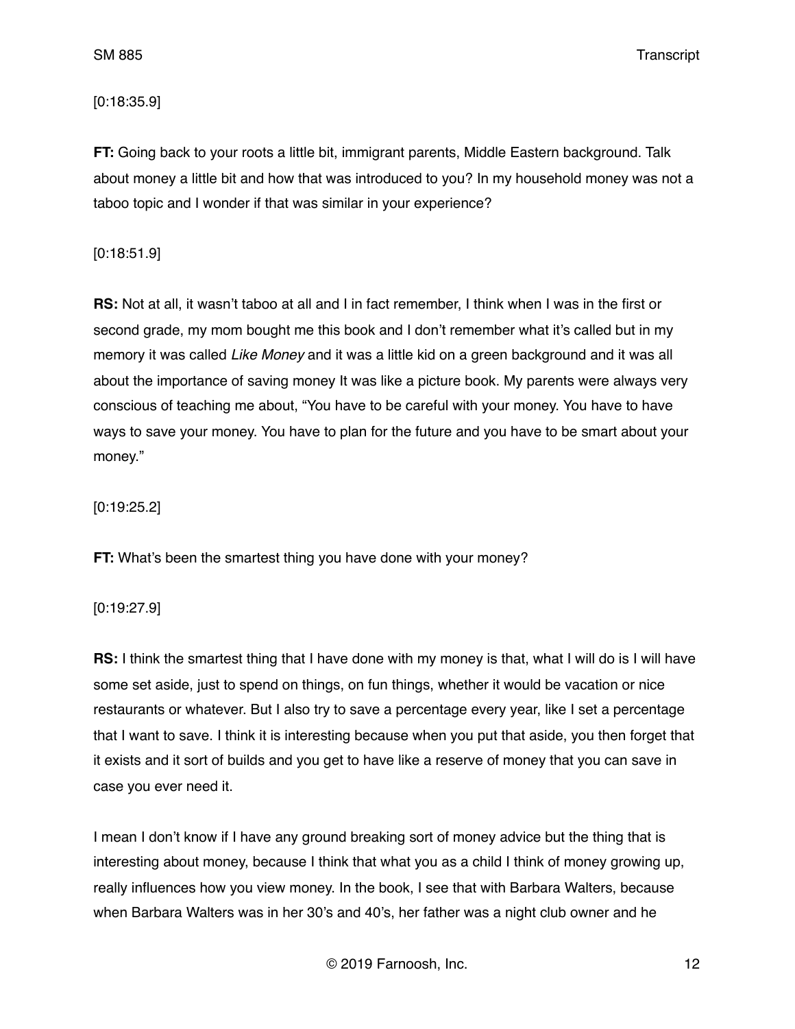[0:18:35.9]

**FT:** Going back to your roots a little bit, immigrant parents, Middle Eastern background. Talk about money a little bit and how that was introduced to you? In my household money was not a taboo topic and I wonder if that was similar in your experience?

[0:18:51.9]

**RS:** Not at all, it wasn't taboo at all and I in fact remember, I think when I was in the first or second grade, my mom bought me this book and I don't remember what it's called but in my memory it was called *Like Money* and it was a little kid on a green background and it was all about the importance of saving money It was like a picture book. My parents were always very conscious of teaching me about, "You have to be careful with your money. You have to have ways to save your money. You have to plan for the future and you have to be smart about your money."

[0:19:25.2]

**FT:** What's been the smartest thing you have done with your money?

[0:19:27.9]

**RS:** I think the smartest thing that I have done with my money is that, what I will do is I will have some set aside, just to spend on things, on fun things, whether it would be vacation or nice restaurants or whatever. But I also try to save a percentage every year, like I set a percentage that I want to save. I think it is interesting because when you put that aside, you then forget that it exists and it sort of builds and you get to have like a reserve of money that you can save in case you ever need it.

I mean I don't know if I have any ground breaking sort of money advice but the thing that is interesting about money, because I think that what you as a child I think of money growing up, really influences how you view money. In the book, I see that with Barbara Walters, because when Barbara Walters was in her 30's and 40's, her father was a night club owner and he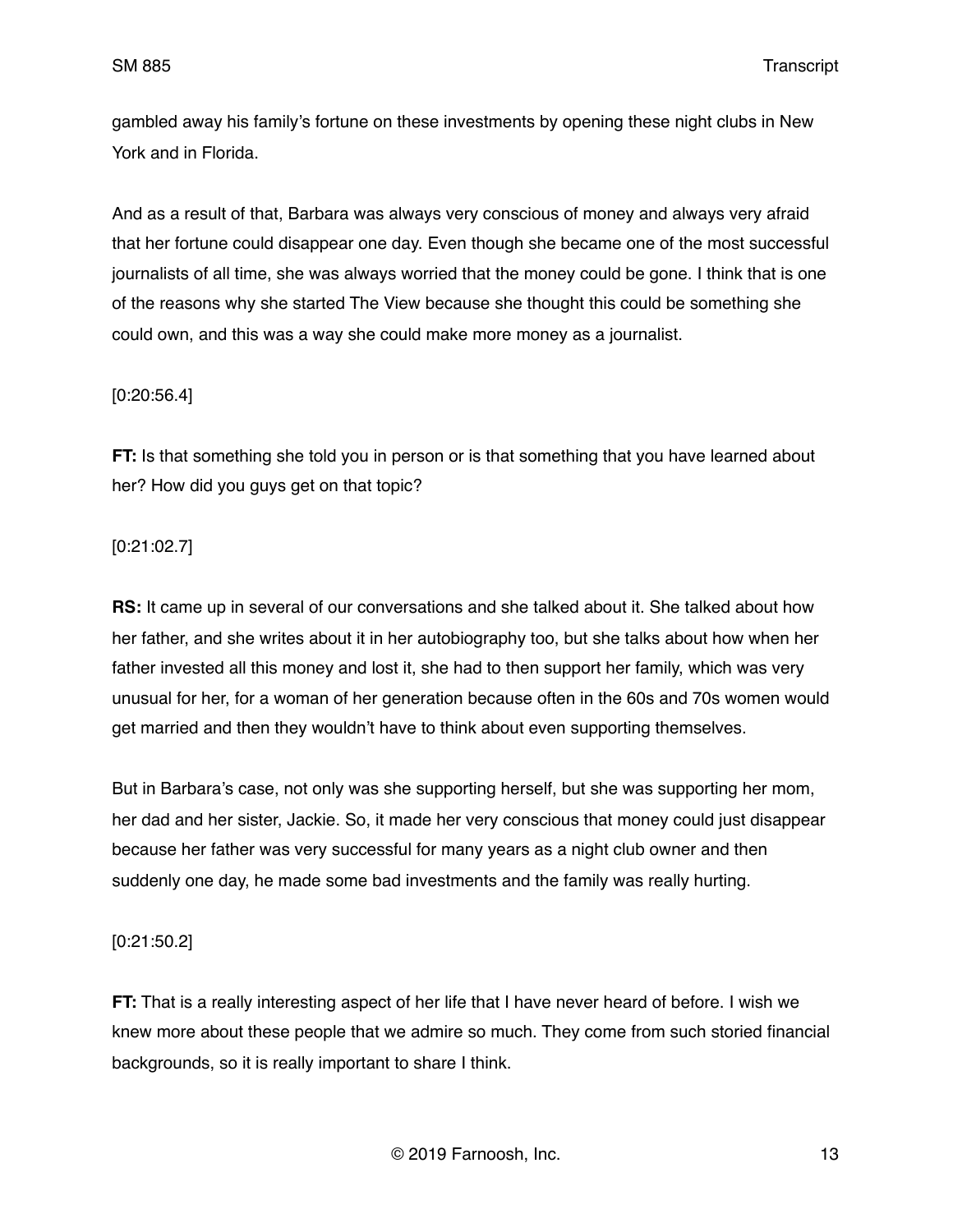gambled away his family's fortune on these investments by opening these night clubs in New York and in Florida.

And as a result of that, Barbara was always very conscious of money and always very afraid that her fortune could disappear one day. Even though she became one of the most successful journalists of all time, she was always worried that the money could be gone. I think that is one of the reasons why she started The View because she thought this could be something she could own, and this was a way she could make more money as a journalist.

[0:20:56.4]

**FT:** Is that something she told you in person or is that something that you have learned about her? How did you guys get on that topic?

[0:21:02.7]

**RS:** It came up in several of our conversations and she talked about it. She talked about how her father, and she writes about it in her autobiography too, but she talks about how when her father invested all this money and lost it, she had to then support her family, which was very unusual for her, for a woman of her generation because often in the 60s and 70s women would get married and then they wouldn't have to think about even supporting themselves.

But in Barbara's case, not only was she supporting herself, but she was supporting her mom, her dad and her sister, Jackie. So, it made her very conscious that money could just disappear because her father was very successful for many years as a night club owner and then suddenly one day, he made some bad investments and the family was really hurting.

[0:21:50.2]

**FT:** That is a really interesting aspect of her life that I have never heard of before. I wish we knew more about these people that we admire so much. They come from such storied financial backgrounds, so it is really important to share I think.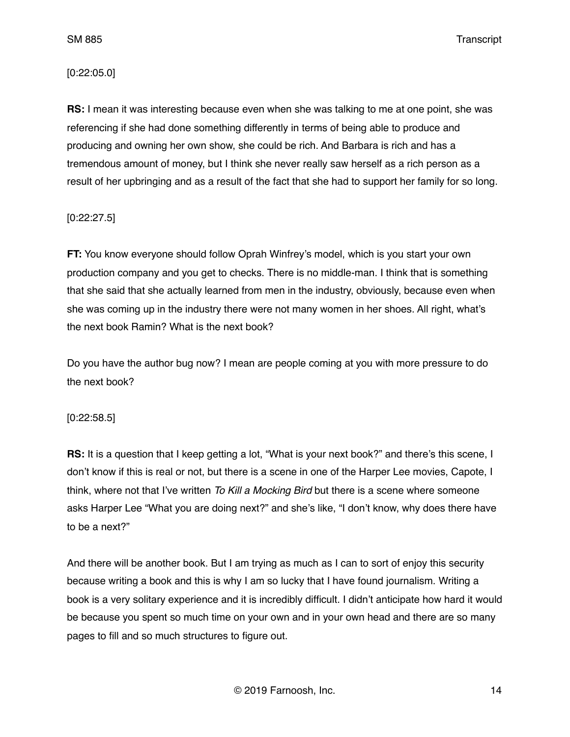[0:22:05.0]

**RS:** I mean it was interesting because even when she was talking to me at one point, she was referencing if she had done something differently in terms of being able to produce and producing and owning her own show, she could be rich. And Barbara is rich and has a tremendous amount of money, but I think she never really saw herself as a rich person as a result of her upbringing and as a result of the fact that she had to support her family for so long.

[0:22:27.5]

**FT:** You know everyone should follow Oprah Winfrey's model, which is you start your own production company and you get to checks. There is no middle-man. I think that is something that she said that she actually learned from men in the industry, obviously, because even when she was coming up in the industry there were not many women in her shoes. All right, what's the next book Ramin? What is the next book?

Do you have the author bug now? I mean are people coming at you with more pressure to do the next book?

[0:22:58.5]

**RS:** It is a question that I keep getting a lot, "What is your next book?" and there's this scene, I don't know if this is real or not, but there is a scene in one of the Harper Lee movies, Capote, I think, where not that I've written *To Kill a Mocking Bird* but there is a scene where someone asks Harper Lee "What you are doing next?" and she's like, "I don't know, why does there have to be a next?"

And there will be another book. But I am trying as much as I can to sort of enjoy this security because writing a book and this is why I am so lucky that I have found journalism. Writing a book is a very solitary experience and it is incredibly difficult. I didn't anticipate how hard it would be because you spent so much time on your own and in your own head and there are so many pages to fill and so much structures to figure out.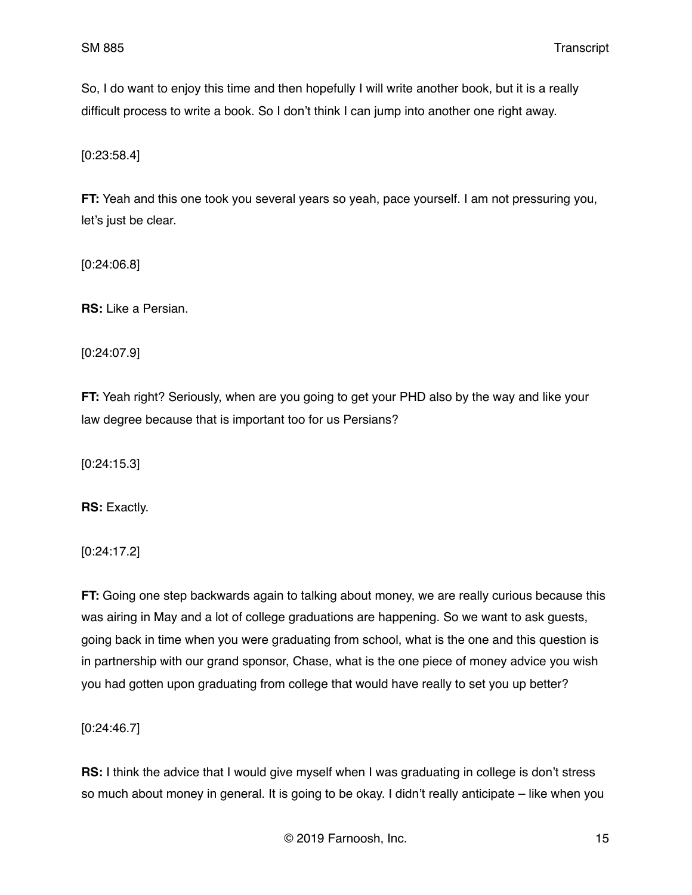So, I do want to enjoy this time and then hopefully I will write another book, but it is a really difficult process to write a book. So I don't think I can jump into another one right away.

[0:23:58.4]

**FT:** Yeah and this one took you several years so yeah, pace yourself. I am not pressuring you, let's just be clear.

[0:24:06.8]

**RS:** Like a Persian.

[0:24:07.9]

**FT:** Yeah right? Seriously, when are you going to get your PHD also by the way and like your law degree because that is important too for us Persians?

[0:24:15.3]

**RS:** Exactly.

[0:24:17.2]

**FT:** Going one step backwards again to talking about money, we are really curious because this was airing in May and a lot of college graduations are happening. So we want to ask guests, going back in time when you were graduating from school, what is the one and this question is in partnership with our grand sponsor, Chase, what is the one piece of money advice you wish you had gotten upon graduating from college that would have really to set you up better?

[0:24:46.7]

**RS:** I think the advice that I would give myself when I was graduating in college is don't stress so much about money in general. It is going to be okay. I didn't really anticipate – like when you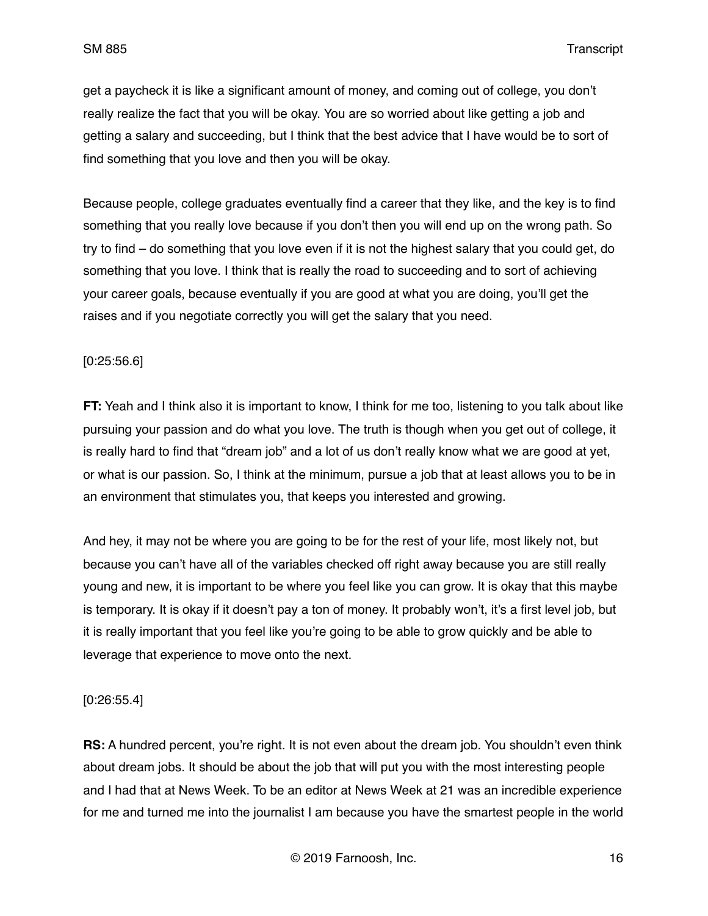get a paycheck it is like a significant amount of money, and coming out of college, you don't really realize the fact that you will be okay. You are so worried about like getting a job and getting a salary and succeeding, but I think that the best advice that I have would be to sort of find something that you love and then you will be okay.

Because people, college graduates eventually find a career that they like, and the key is to find something that you really love because if you don't then you will end up on the wrong path. So try to find – do something that you love even if it is not the highest salary that you could get, do something that you love. I think that is really the road to succeeding and to sort of achieving your career goals, because eventually if you are good at what you are doing, you'll get the raises and if you negotiate correctly you will get the salary that you need.

[0:25:56.6]

**FT:** Yeah and I think also it is important to know, I think for me too, listening to you talk about like pursuing your passion and do what you love. The truth is though when you get out of college, it is really hard to find that "dream job" and a lot of us don't really know what we are good at yet, or what is our passion. So, I think at the minimum, pursue a job that at least allows you to be in an environment that stimulates you, that keeps you interested and growing.

And hey, it may not be where you are going to be for the rest of your life, most likely not, but because you can't have all of the variables checked off right away because you are still really young and new, it is important to be where you feel like you can grow. It is okay that this maybe is temporary. It is okay if it doesn't pay a ton of money. It probably won't, it's a first level job, but it is really important that you feel like you're going to be able to grow quickly and be able to leverage that experience to move onto the next.

[0:26:55.4]

**RS:** A hundred percent, you're right. It is not even about the dream job. You shouldn't even think about dream jobs. It should be about the job that will put you with the most interesting people and I had that at News Week. To be an editor at News Week at 21 was an incredible experience for me and turned me into the journalist I am because you have the smartest people in the world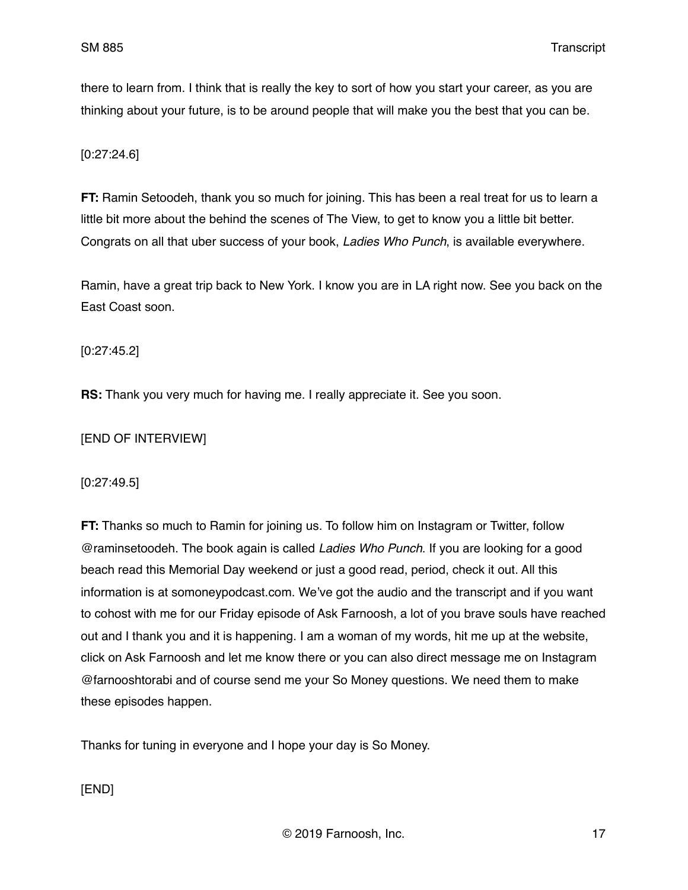there to learn from. I think that is really the key to sort of how you start your career, as you are thinking about your future, is to be around people that will make you the best that you can be.

[0:27:24.6]

**FT:** Ramin Setoodeh, thank you so much for joining. This has been a real treat for us to learn a little bit more about the behind the scenes of The View, to get to know you a little bit better. Congrats on all that uber success of your book, *Ladies Who Punch*, is available everywhere.

Ramin, have a great trip back to New York. I know you are in LA right now. See you back on the East Coast soon.

[0:27:45.2]

**RS:** Thank you very much for having me. I really appreciate it. See you soon.

[END OF INTERVIEW]

[0:27:49.5]

**FT:** Thanks so much to Ramin for joining us. To follow him on Instagram or Twitter, follow @raminsetoodeh. The book again is called *Ladies Who Punch*. If you are looking for a good beach read this Memorial Day weekend or just a good read, period, check it out. All this information is at somoneypodcast.com. We've got the audio and the transcript and if you want to cohost with me for our Friday episode of Ask Farnoosh, a lot of you brave souls have reached out and I thank you and it is happening. I am a woman of my words, hit me up at the website, click on Ask Farnoosh and let me know there or you can also direct message me on Instagram @farnooshtorabi and of course send me your So Money questions. We need them to make these episodes happen.

Thanks for tuning in everyone and I hope your day is So Money.

[END]

© 2019 Farnoosh, Inc.